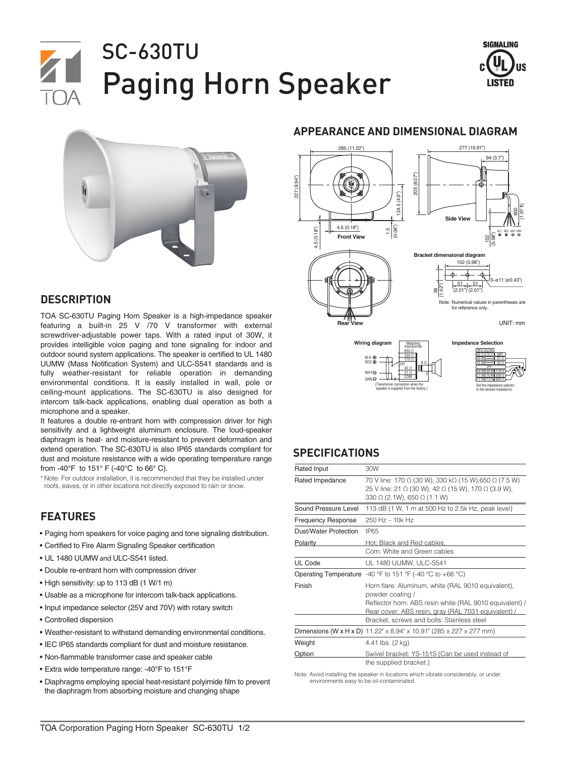# SC-630TU
# Paging Horn Speaker

## APPEARANCE AND DIMENSIONAL DIAGRAM

Note: Numerical values in parentheses are for reference only.

UNIT: mm

## DESCRIPTION

TOA SC-630TU Paging Horn Speaker is a high-impedance speaker featuring a built-in 25 V /70 V transformer with external screwdriver-adjustable power taps. With a rated input of 30W, it provides intelligible voice paging and tone signaling for indoor and outdoor sound system applications. The speaker is certified to UL 1480 UUMW (Mass Notification System) and ULC-S541 standards and is fully weather-resistant for reliable operation in demanding environmental conditions. It is easily installed in wall, pole or ceiling-mount applications. The SC-630TU is also designed for intercom talk-back applications, enabling dual operation as both a microphone and a speaker.

It features a double re-entrant horn with compression driver for high sensitivity and a lightweight aluminum enclosure. The loud-speaker diaphragm is heat- and moisture-resistant to prevent deformation and extend operation. The SC-630TU is also IP65 standards compliant for dust and moisture resistance with a wide operating temperature range from -40°F to 151° F (-40°C to 66° C).

\* Note: For outdoor installation, it is recommended that they be installed under roofs, eaves, or in other locations not directly exposed to rain or snow.

## FEATURES

- Paging horn speakers for voice paging and tone signaling distribution.
- Certified to Fire Alarm Signaling Speaker certification
- UL 1480 UUMW and ULC-S541 listed.
- Double re-entrant horn with compression driver
- High sensitivity: up to 113 dB (1 W/1 m)
- Usable as a microphone for intercom talk-back applications.
- Input impedance selector (25V and 70V) with rotary switch
- Controlled dispersion
- Weather-resistant to withstand demanding environmental conditions.
- IEC IP65 standards compliant for dust and moisture resistance.
- Non-flammable transformer case and speaker cable
- Extra wide temperature range: -40°F to 151°F
- Diaphragms employing special heat-resistant polyimide film to prevent the diaphragm from absorbing moisture and changing shape

## SPECIFICATIONS

| | |
|---|---|
| Rated Input | 30W |
| Rated Impedance | 70 V line: 170 Ω (30 W), 330 kΩ (15 W),650 Ω (7.5 W)<br>25 V line: 21 Ω (30 W), 42 Ω (15 W), 170 Ω (3.9 W), 330 Ω (2.1W), 650 Ω (1.1 W) |
| Sound Pressure Level | 113 dB (1 W, 1 m at 500 Hz to 2.5k Hz, peak level) |
| Frequency Response | 250 Hz – 10k Hz |
| Dust/Water Protection | IP65 |
| Polarity | Hot; Black and Red cables,<br>Com: White and Green cables |
| UL Code | UL 1480 UUMW, ULC-S541 |
| Operating Temperature | -40 °F to 151 °F (-40 °C to +66 °C) |
| Finish | Horn flare: Aluminum, white (RAL 9010 equivalent), powder coating /<br>Reflector horn: ABS resin white (RAL 9010 equivalent) /<br>Rear cover: ABS resin, gray (RAL 7031 equivalent) /<br>Bracket, screws and bolts: Stainless steel |
| Dimensions (W x H x D) | 11.22" x 8.94" x 10.91" (285 x 227 x 277 mm) |
| Weight | 4.41 lbs. (2 kg) |
| Option | Swivel bracket: YS-151S (Can be used instead of the supplied bracket.) |

Note: Avoid installing the speaker in locations which vibrate considerably, or under environments easy to be oil-contaminated.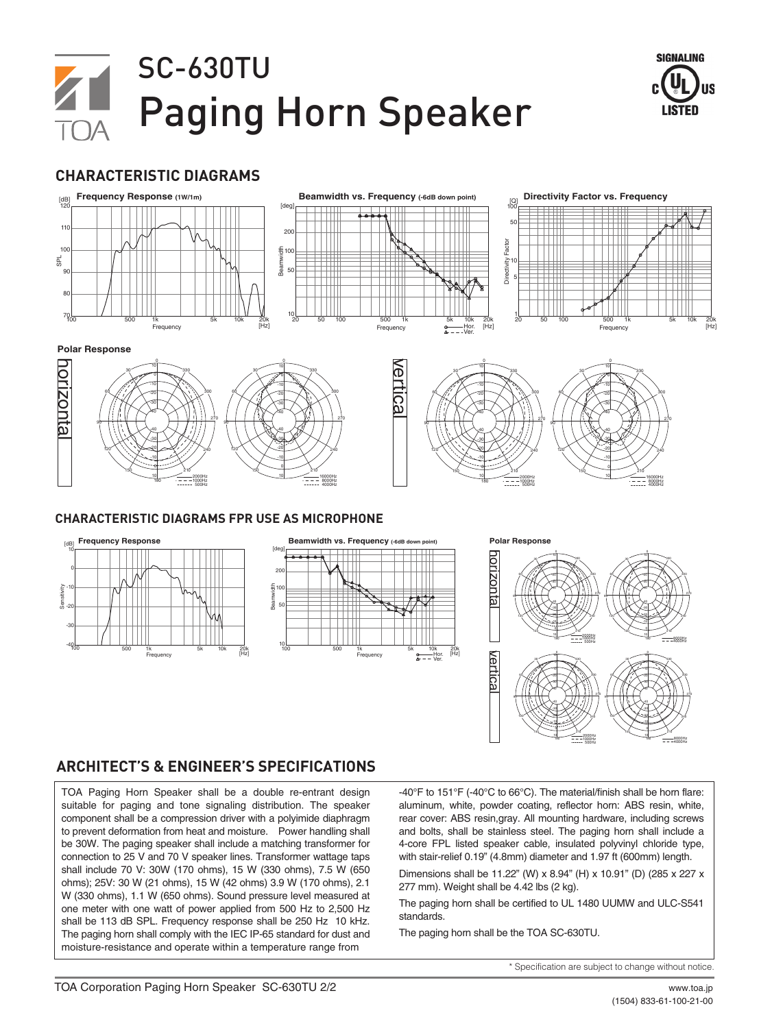# SC-630TU Paging Horn Speaker

SIGNALING c UL US LISTED

## CHARACTERISTIC DIAGRAMS

**Frequency Response (1W/1m)**

[dB] SPL 120 110 100 90 80 70
100 500 1k 5k 10k 20k [Hz]
Frequency

**Beamwidth vs. Frequency (-6dB down point)**

[deg] Beamwidth 200 100 50 10
20 50 100 500 1k 5k 10k 20k [Hz]
Frequency
Hor.
Ver.

**Directivity Factor vs. Frequency**

[Q] Directivity Factor 100 50 10 5 1
20 50 100 500 1k 5k 10k 20k [Hz]
Frequency

**Polar Response**

horizontal

2000Hz
1000Hz
500Hz

16000Hz
8000Hz
4000Hz

vertical

2000Hz
1000Hz
500Hz

16000Hz
8000Hz
4000Hz

## CHARACTERISTIC DIAGRAMS FPR USE AS MICROPHONE

**Frequency Response**

[dB] Sensitivity 10 0 -10 -20 -30 -40
100 500 1k 5k 10k 20k [Hz]
Frequency

**Beamwidth vs. Frequency (-6dB down point)**

[deg] Beamwidth 200 100 50 10
100 500 1k 5k 10k 20k [Hz]
Frequency
Hor.
Ver.

**Polar Response**

horizontal

2000Hz
1000Hz
500Hz

8000Hz
4000Hz

vertical

2000Hz
1000Hz
500Hz

8000Hz
4000Hz

## ARCHITECT'S & ENGINEER'S SPECIFICATIONS

TOA Paging Horn Speaker shall be a double re-entrant design suitable for paging and tone signaling distribution. The speaker component shall be a compression driver with a polyimide diaphragm to prevent deformation from heat and moisture. Power handling shall be 30W. The paging speaker shall include a matching transformer for connection to 25 V and 70 V speaker lines. Transformer wattage taps shall include 70 V: 30W (170 ohms), 15 W (330 ohms), 7.5 W (650 ohms); 25V: 30 W (21 ohms), 15 W (42 ohms) 3.9 W (170 ohms), 2.1 W (330 ohms), 1.1 W (650 ohms). Sound pressure level measured at one meter with one watt of power applied from 500 Hz to 2,500 Hz shall be 113 dB SPL. Frequency response shall be 250 Hz 10 kHz. The paging horn shall comply with the IEC IP-65 standard for dust and moisture-resistance and operate within a temperature range from -40°F to 151°F (-40°C to 66°C). The material/finish shall be horn flare: aluminum, white, powder coating, reflector horn: ABS resin, white, rear cover: ABS resin,gray. All mounting hardware, including screws and bolts, shall be stainless steel. The paging horn shall include a 4-core FPL listed speaker cable, insulated polyvinyl chloride type, with stair-relief 0.19" (4.8mm) diameter and 1.97 ft (600mm) length.

Dimensions shall be 11.22" (W) x 8.94" (H) x 10.91" (D) (285 x 227 x 277 mm). Weight shall be 4.42 lbs (2 kg).

The paging horn shall be certified to UL 1480 UUMW and ULC-S541 standards.

The paging horn shall be the TOA SC-630TU.

\* Specification are subject to change without notice.

www.toa.jp
(1504) 833-61-100-21-00